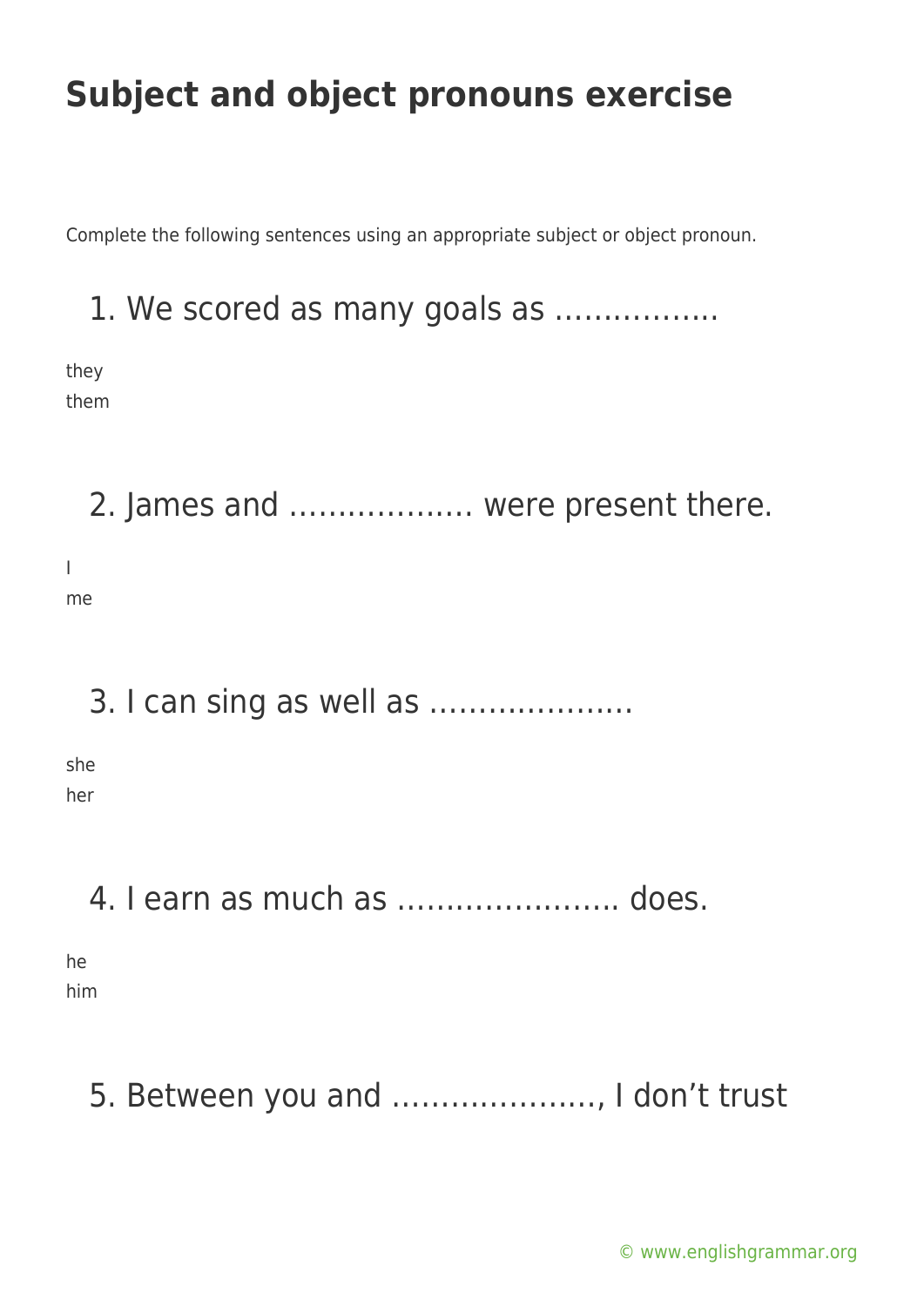# Subject and object pronouns exercise

Complete the following sentences using an appropriate subject or object pronoun.

1. We scored as many goals as ……………..

they
them

2. James and ………………. were present there.

I
me

3. I can sing as well as …………………

she
her

4. I earn as much as ………………….. does.

he
him

5. Between you and …………………, I don’t trust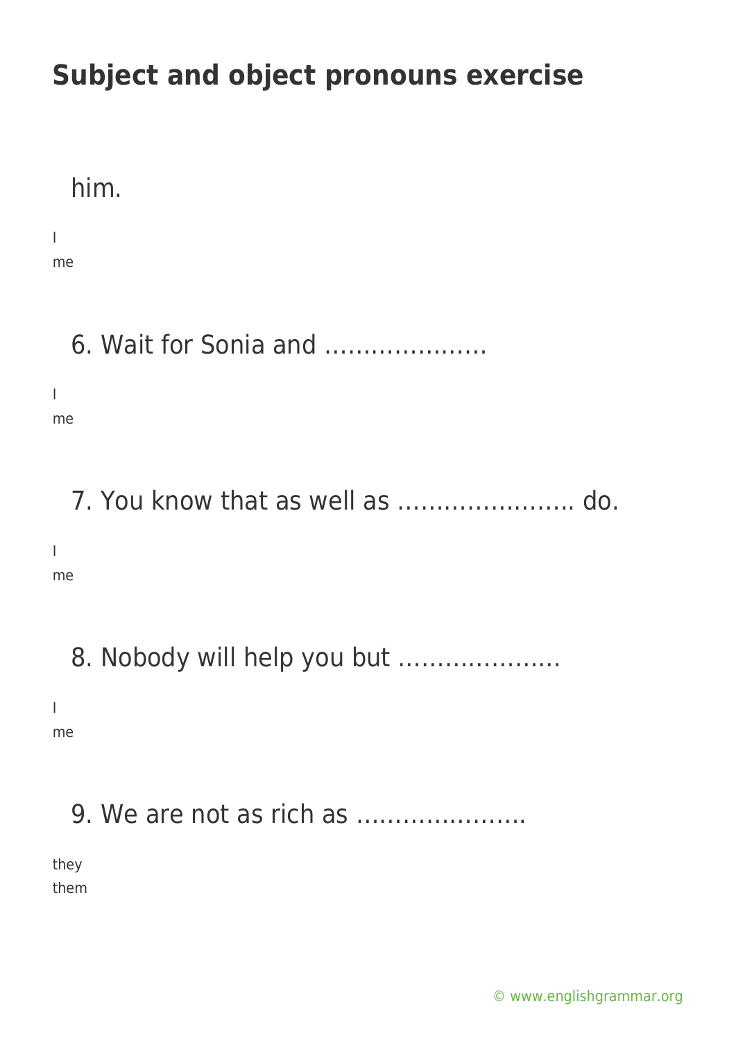# Subject and object pronouns exercise

him.

I
me

6. Wait for Sonia and …………………

I
me

7. You know that as well as ………………….. do.

I
me

8. Nobody will help you but …………………

I
me

9. We are not as rich as ………………….

they
them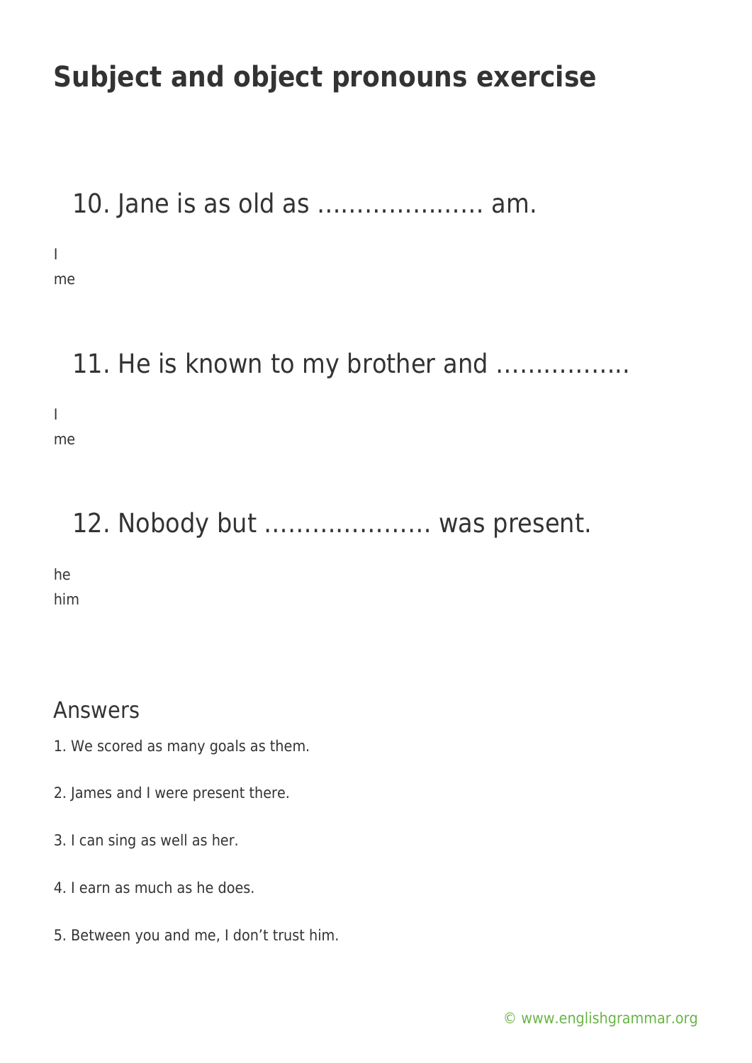# Subject and object pronouns exercise

## 10. Jane is as old as ………………… am.

I
me

## 11. He is known to my brother and ……………..

I
me

## 12. Nobody but ………………… was present.

he
him

## Answers

1. We scored as many goals as them.

2. James and I were present there.

3. I can sing as well as her.

4. I earn as much as he does.

5. Between you and me, I don't trust him.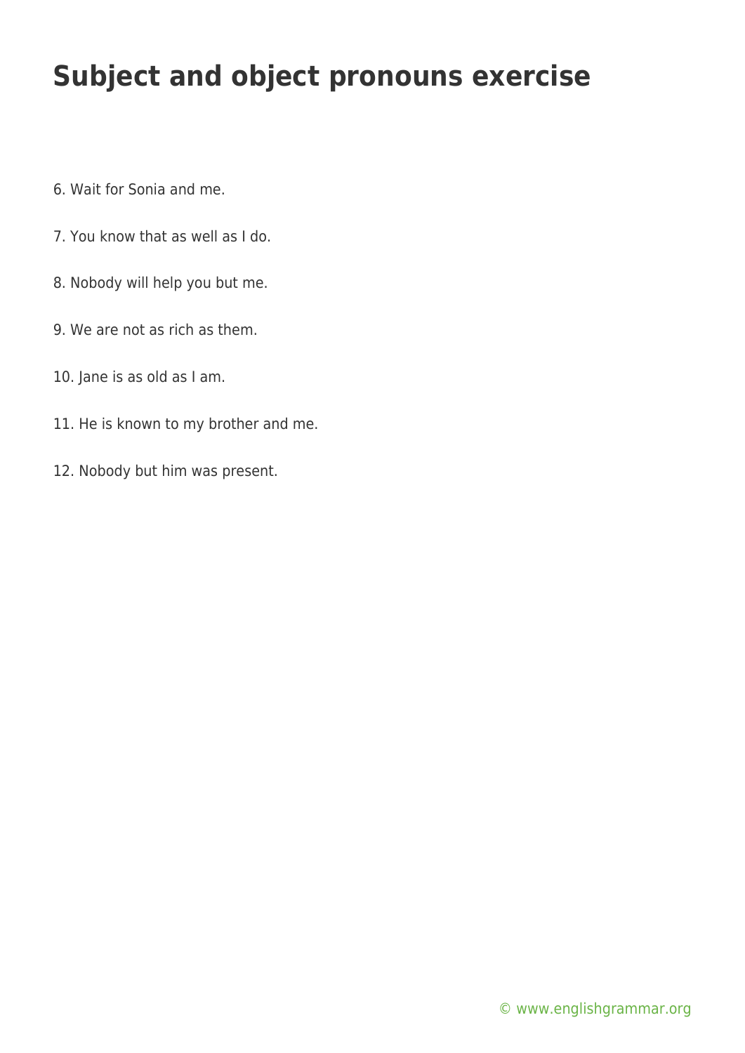# Subject and object pronouns exercise

6. Wait for Sonia and me.
7. You know that as well as I do.
8. Nobody will help you but me.
9. We are not as rich as them.
10. Jane is as old as I am.
11. He is known to my brother and me.
12. Nobody but him was present.